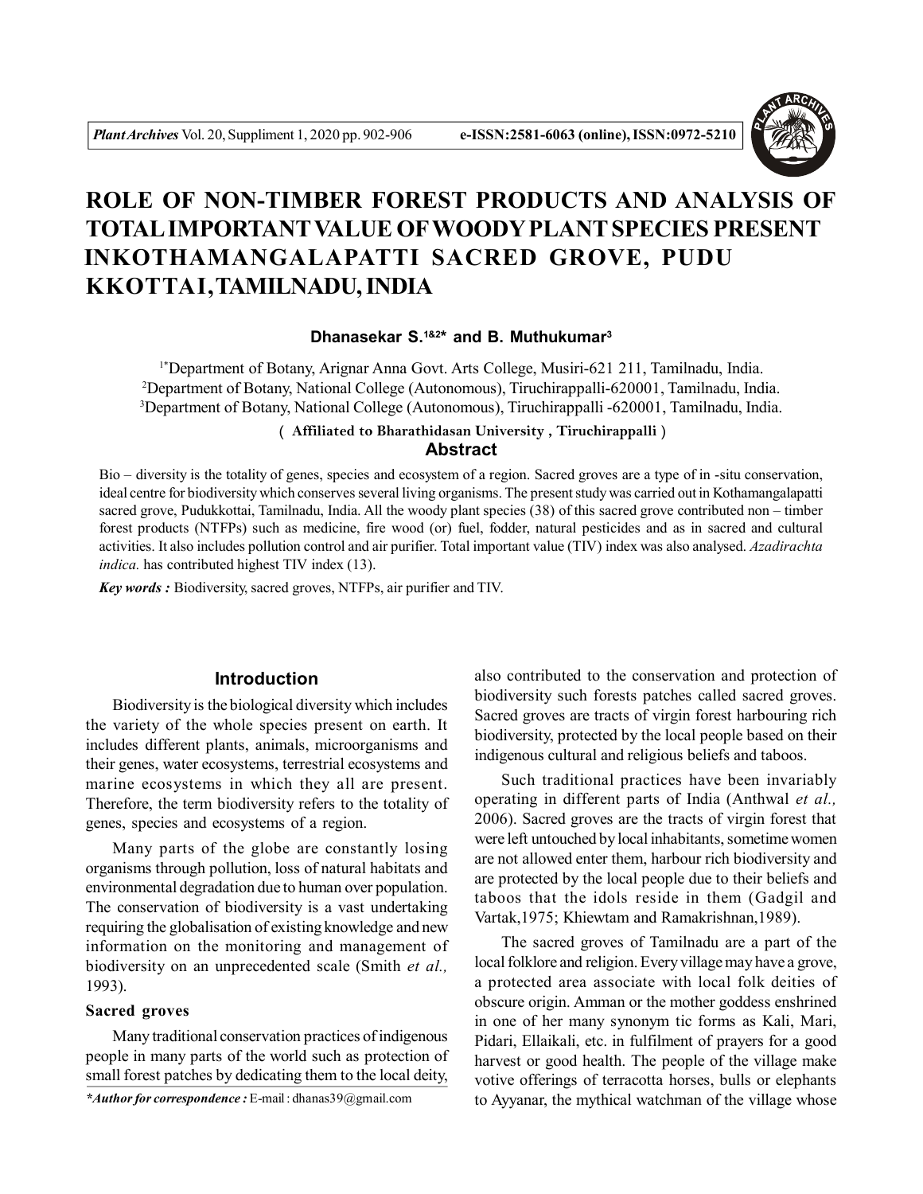# ROLE OF NON-TIMBER FOREST PRODUCTS AND ANALYSIS OF TOTAL IMPORTANT VALUE OF WOODY PLANT SPECIES PRESENT INKOTHAMANGALAPATTI SACRED GROVE, PUDU KKOTTAI, TAMILNADU, INDIA

**Dhanasekar S.[1&2]* and B. Muthukumar[3]**

[1*]Department of Botany, Arignar Anna Govt. Arts College, Musiri-621 211, Tamilnadu, India.
[2]Department of Botany, National College (Autonomous), Tiruchirappalli-620001, Tamilnadu, India.
[3]Department of Botany, National College (Autonomous), Tiruchirappalli -620001, Tamilnadu, India.

( **Affiliated to Bharathidasan University , Tiruchirappalli** )

## Abstract

Bio – diversity is the totality of genes, species and ecosystem of a region. Sacred groves are a type of in -situ conservation, ideal centre for biodiversity which conserves several living organisms. The present study was carried out in Kothamangalapatti sacred grove, Pudukkottai, Tamilnadu, India. All the woody plant species (38) of this sacred grove contributed non – timber forest products (NTFPs) such as medicine, fire wood (or) fuel, fodder, natural pesticides and as in sacred and cultural activities. It also includes pollution control and air purifier. Total important value (TIV) index was also analysed. *Azadirachta indica.* has contributed highest TIV index (13).

***Key words :*** Biodiversity, sacred groves, NTFPs, air purifier and TIV.

## Introduction

Biodiversity is the biological diversity which includes the variety of the whole species present on earth. It includes different plants, animals, microorganisms and their genes, water ecosystems, terrestrial ecosystems and marine ecosystems in which they all are present. Therefore, the term biodiversity refers to the totality of genes, species and ecosystems of a region.

Many parts of the globe are constantly losing organisms through pollution, loss of natural habitats and environmental degradation due to human over population. The conservation of biodiversity is a vast undertaking requiring the globalisation of existing knowledge and new information on the monitoring and management of biodiversity on an unprecedented scale (Smith *et al.,* 1993).

### Sacred groves

Many traditional conservation practices of indigenous people in many parts of the world such as protection of small forest patches by dedicating them to the local deity, also contributed to the conservation and protection of biodiversity such forests patches called sacred groves. Sacred groves are tracts of virgin forest harbouring rich biodiversity, protected by the local people based on their indigenous cultural and religious beliefs and taboos.

Such traditional practices have been invariably operating in different parts of India (Anthwal *et al.,* 2006). Sacred groves are the tracts of virgin forest that were left untouched by local inhabitants, sometime women are not allowed enter them, harbour rich biodiversity and are protected by the local people due to their beliefs and taboos that the idols reside in them (Gadgil and Vartak,1975; Khiewtam and Ramakrishnan,1989).

The sacred groves of Tamilnadu are a part of the local folklore and religion. Every village may have a grove, a protected area associate with local folk deities of obscure origin. Amman or the mother goddess enshrined in one of her many synonym tic forms as Kali, Mari, Pidari, Ellaikali, etc. in fulfilment of prayers for a good harvest or good health. The people of the village make votive offerings of terracotta horses, bulls or elephants to Ayyanar, the mythical watchman of the village whose

*\*Author for correspondence :* E-mail : dhanas39@gmail.com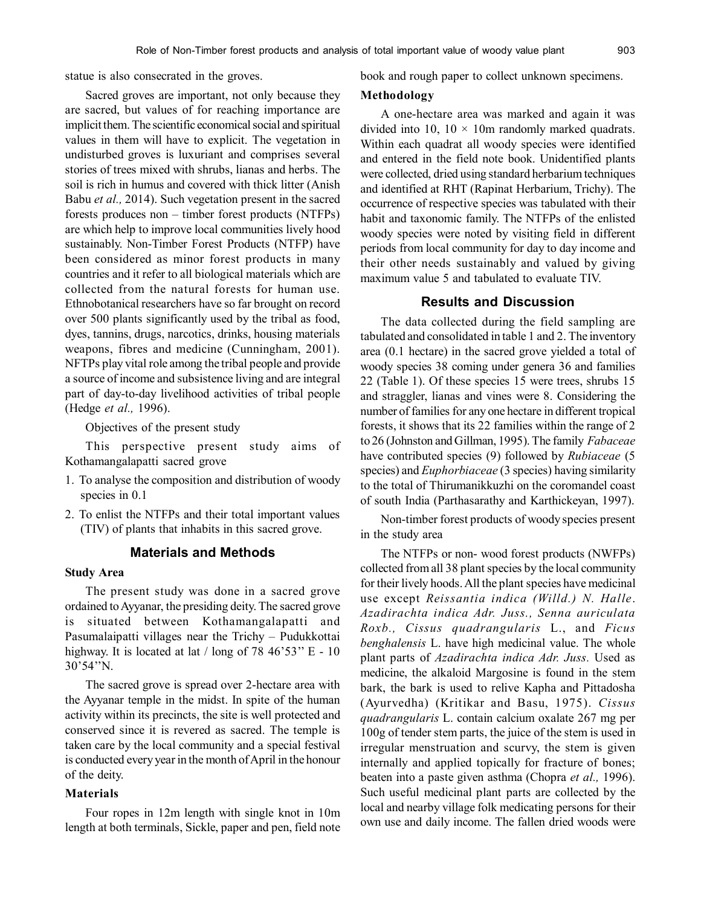statue is also consecrated in the groves.

Sacred groves are important, not only because they are sacred, but values of for reaching importance are implicit them. The scientific economical social and spiritual values in them will have to explicit. The vegetation in undisturbed groves is luxuriant and comprises several stories of trees mixed with shrubs, lianas and herbs. The soil is rich in humus and covered with thick litter (Anish Babu *et al.,* 2014). Such vegetation present in the sacred forests produces non – timber forest products (NTFPs) are which help to improve local communities lively hood sustainably. Non-Timber Forest Products (NTFP) have been considered as minor forest products in many countries and it refer to all biological materials which are collected from the natural forests for human use. Ethnobotanical researchers have so far brought on record over 500 plants significantly used by the tribal as food, dyes, tannins, drugs, narcotics, drinks, housing materials weapons, fibres and medicine (Cunningham, 2001). NFTPs play vital role among the tribal people and provide a source of income and subsistence living and are integral part of day-to-day livelihood activities of tribal people (Hedge *et al.,* 1996).

Objectives of the present study

This perspective present study aims of Kothamangalapatti sacred grove

1. To analyse the composition and distribution of woody species in 0.1
2. To enlist the NTFPs and their total important values (TIV) of plants that inhabits in this sacred grove.

## Materials and Methods

### Study Area

The present study was done in a sacred grove ordained to Ayyanar, the presiding deity. The sacred grove is situated between Kothamangalapatti and Pasumalaipatti villages near the Trichy – Pudukkottai highway. It is located at lat / long of 78 46'53'' E - 10 30'54''N.

The sacred grove is spread over 2-hectare area with the Ayyanar temple in the midst. In spite of the human activity within its precincts, the site is well protected and conserved since it is revered as sacred. The temple is taken care by the local community and a special festival is conducted every year in the month of April in the honour of the deity.

### Materials

Four ropes in 12m length with single knot in 10m length at both terminals, Sickle, paper and pen, field note book and rough paper to collect unknown specimens.

### Methodology

A one-hectare area was marked and again it was divided into 10, $10 \times 10$m randomly marked quadrats. Within each quadrat all woody species were identified and entered in the field note book. Unidentified plants were collected, dried using standard herbarium techniques and identified at RHT (Rapinat Herbarium, Trichy). The occurrence of respective species was tabulated with their habit and taxonomic family. The NTFPs of the enlisted woody species were noted by visiting field in different periods from local community for day to day income and their other needs sustainably and valued by giving maximum value 5 and tabulated to evaluate TIV.

## Results and Discussion

The data collected during the field sampling are tabulated and consolidated in table 1 and 2. The inventory area (0.1 hectare) in the sacred grove yielded a total of woody species 38 coming under genera 36 and families 22 (Table 1). Of these species 15 were trees, shrubs 15 and straggler, lianas and vines were 8. Considering the number of families for any one hectare in different tropical forests, it shows that its 22 families within the range of 2 to 26 (Johnston and Gillman, 1995). The family *Fabaceae* have contributed species (9) followed by *Rubiaceae* (5 species) and *Euphorbiaceae* (3 species) having similarity to the total of Thirumanikkuzhi on the coromandel coast of south India (Parthasarathy and Karthickeyan, 1997).

Non-timber forest products of woody species present in the study area

The NTFPs or non- wood forest products (NWFPs) collected from all 38 plant species by the local community for their lively hoods. All the plant species have medicinal use except *Reissantia indica (Willd.) N. Halle*. *Azadirachta indica Adr. Juss., Senna auriculata Roxb., Cissus quadrangularis* L., and *Ficus benghalensis* L. have high medicinal value. The whole plant parts of *Azadirachta indica Adr. Juss.* Used as medicine, the alkaloid Margosine is found in the stem bark, the bark is used to relive Kapha and Pittadosha (Ayurvedha) (Kritikar and Basu, 1975). *Cissus quadrangularis* L. contain calcium oxalate 267 mg per 100g of tender stem parts, the juice of the stem is used in irregular menstruation and scurvy, the stem is given internally and applied topically for fracture of bones; beaten into a paste given asthma (Chopra *et al.,* 1996). Such useful medicinal plant parts are collected by the local and nearby village folk medicating persons for their own use and daily income. The fallen dried woods were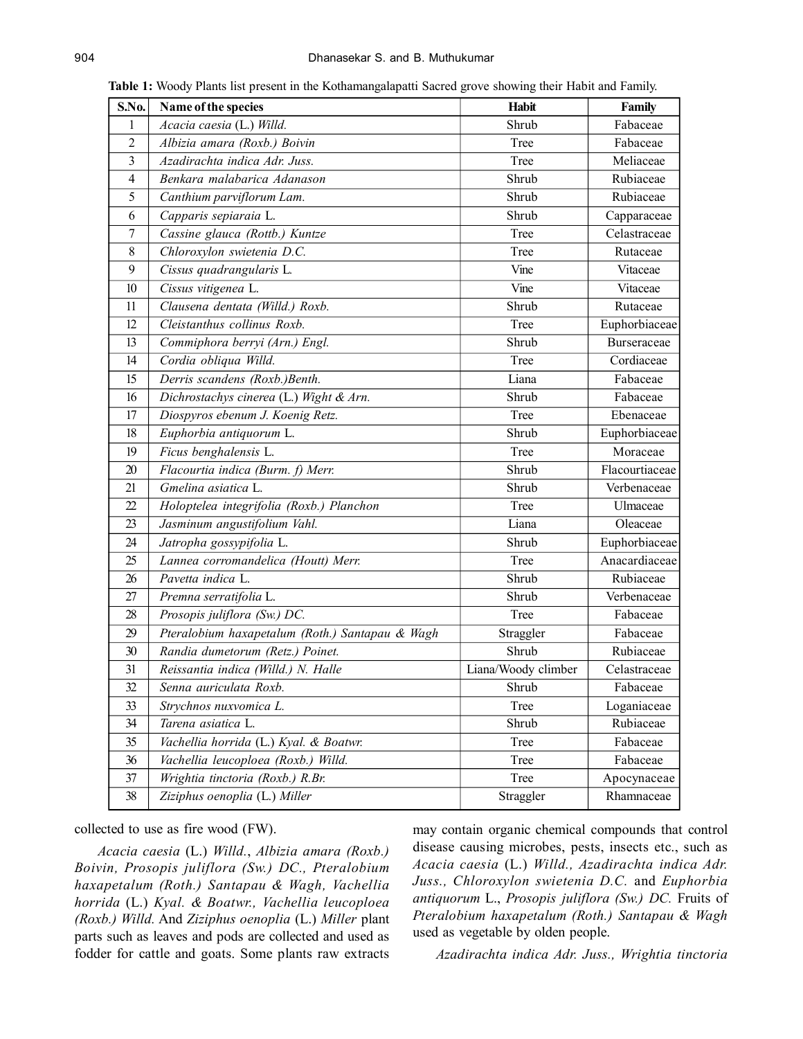**Table 1:** Woody Plants list present in the Kothamangalapatti Sacred grove showing their Habit and Family.

| S.No. | Name of the species | Habit | Family |
|---|---|---|---|
| 1 | *Acacia caesia* (L.) *Willd.* | Shrub | Fabaceae |
| 2 | *Albizia amara (Roxb.) Boivin* | Tree | Fabaceae |
| 3 | *Azadirachta indica Adr. Juss.* | Tree | Meliaceae |
| 4 | *Benkara malabarica Adanason* | Shrub | Rubiaceae |
| 5 | *Canthium parviflorum Lam.* | Shrub | Rubiaceae |
| 6 | *Capparis sepiaraia* L. | Shrub | Capparaceae |
| 7 | *Cassine glauca (Rottb.) Kuntze* | Tree | Celastraceae |
| 8 | *Chloroxylon swietenia D.C.* | Tree | Rutaceae |
| 9 | *Cissus quadrangularis* L. | Vine | Vitaceae |
| 10 | *Cissus vitigenea* L. | Vine | Vitaceae |
| 11 | *Clausena dentata (Willd.) Roxb.* | Shrub | Rutaceae |
| 12 | *Cleistanthus collinus Roxb.* | Tree | Euphorbiaceae |
| 13 | *Commiphora berryi (Arn.) Engl.* | Shrub | Burseraceae |
| 14 | *Cordia obliqua Willd.* | Tree | Cordiaceae |
| 15 | *Derris scandens (Roxb.)Benth.* | Liana | Fabaceae |
| 16 | *Dichrostachys cinerea* (L.) *Wight & Arn.* | Shrub | Fabaceae |
| 17 | *Diospyros ebenum J. Koenig Retz.* | Tree | Ebenaceae |
| 18 | *Euphorbia antiquorum* L. | Shrub | Euphorbiaceae |
| 19 | *Ficus benghalensis* L. | Tree | Moraceae |
| 20 | *Flacourtia indica (Burm. f) Merr.* | Shrub | Flacourtiaceae |
| 21 | *Gmelina asiatica* L. | Shrub | Verbenaceae |
| 22 | *Holoptelea integrifolia (Roxb.) Planchon* | Tree | Ulmaceae |
| 23 | *Jasminum angustifolium Vahl.* | Liana | Oleaceae |
| 24 | *Jatropha gossypifolia* L. | Shrub | Euphorbiaceae |
| 25 | *Lannea corromandelica (Houtt) Merr.* | Tree | Anacardiaceae |
| 26 | *Pavetta indica* L. | Shrub | Rubiaceae |
| 27 | *Premna serratifolia* L. | Shrub | Verbenaceae |
| 28 | *Prosopis juliflora (Sw.) DC.* | Tree | Fabaceae |
| 29 | *Pteralobium haxapetalum (Roth.) Santapau & Wagh* | Straggler | Fabaceae |
| 30 | *Randia dumetorum (Retz.) Poinet.* | Shrub | Rubiaceae |
| 31 | *Reissantia indica (Willd.) N. Halle* | Liana/Woody climber | Celastraceae |
| 32 | *Senna auriculata Roxb.* | Shrub | Fabaceae |
| 33 | *Strychnos nuxvomica L.* | Tree | Loganiaceae |
| 34 | *Tarena asiatica* L. | Shrub | Rubiaceae |
| 35 | *Vachellia horrida* (L.) *Kyal. & Boatwr.* | Tree | Fabaceae |
| 36 | *Vachellia leucoploea (Roxb.) Willd.* | Tree | Fabaceae |
| 37 | *Wrightia tinctoria (Roxb.) R.Br.* | Tree | Apocynaceae |
| 38 | *Ziziphus oenoplia* (L.) *Miller* | Straggler | Rhamnaceae |

collected to use as fire wood (FW).

*Acacia caesia* (L.) *Willd.*, *Albizia amara (Roxb.) Boivin, Prosopis juliflora (Sw.) DC., Pteralobium haxapetalum (Roth.) Santapau & Wagh, Vachellia horrida* (L.) *Kyal. & Boatwr., Vachellia leucoploea (Roxb.) Willd.* And *Ziziphus oenoplia* (L.) *Miller* plant parts such as leaves and pods are collected and used as fodder for cattle and goats. Some plants raw extracts may contain organic chemical compounds that control disease causing microbes, pests, insects etc., such as *Acacia caesia* (L.) *Willd., Azadirachta indica Adr. Juss., Chloroxylon swietenia D.C.* and *Euphorbia antiquorum* L., *Prosopis juliflora (Sw.) DC.* Fruits of *Pteralobium haxapetalum (Roth.) Santapau & Wagh* used as vegetable by olden people.

*Azadirachta indica Adr. Juss., Wrightia tinctoria*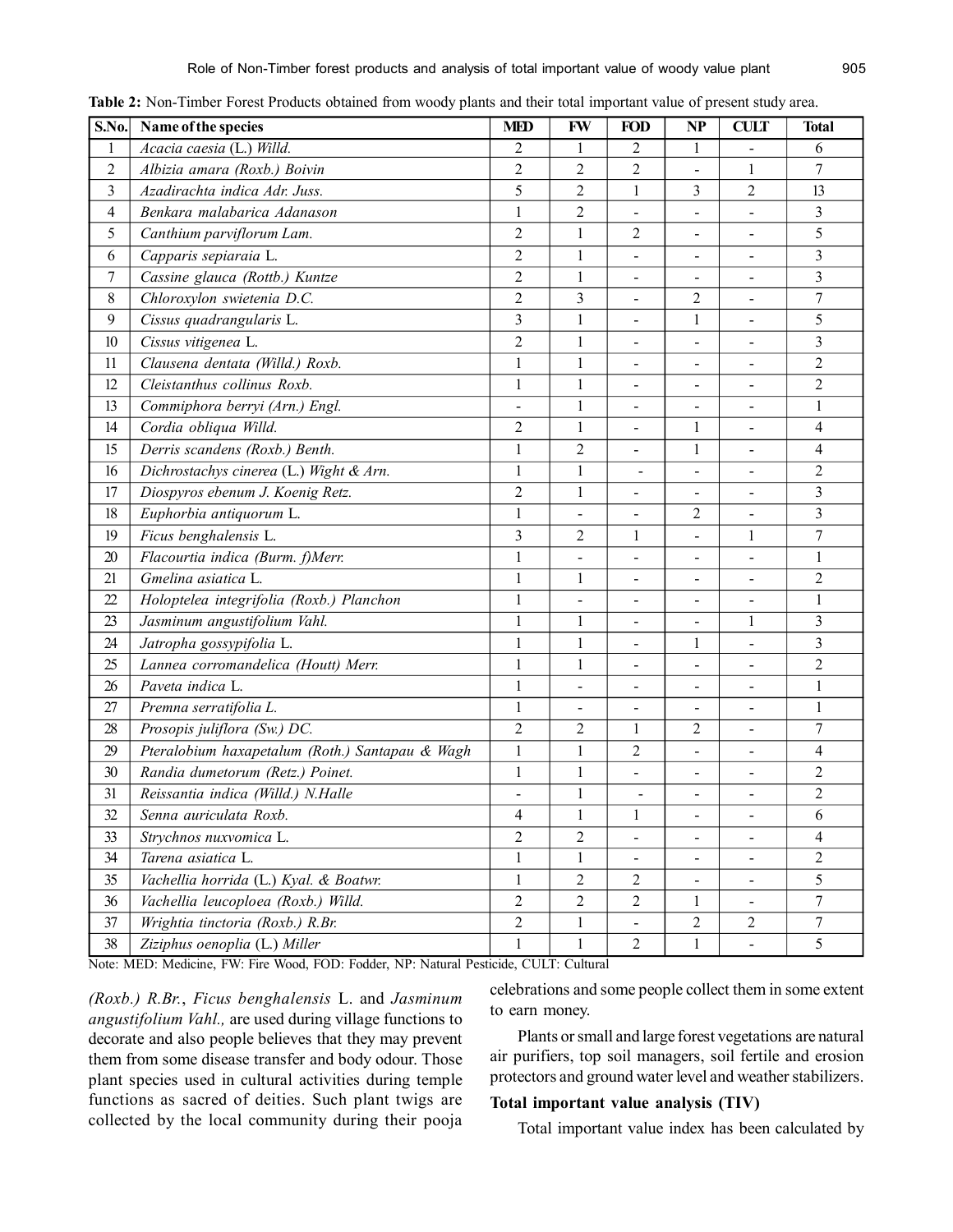**Table 2:** Non-Timber Forest Products obtained from woody plants and their total important value of present study area.

| S.No. | Name of the species | MED | FW | FOD | NP | CULT | Total |
|---|---|---|---|---|---|---|---|
| 1 | *Acacia caesia* (L.) *Willd.* | 2 | 1 | 2 | 1 | - | 6 |
| 2 | *Albizia amara (Roxb.) Boivin* | 2 | 2 | 2 | - | 1 | 7 |
| 3 | *Azadirachta indica Adr. Juss.* | 5 | 2 | 1 | 3 | 2 | 13 |
| 4 | *Benkara malabarica Adanason* | 1 | 2 | - | - | - | 3 |
| 5 | *Canthium parviflorum Lam.* | 2 | 1 | 2 | - | - | 5 |
| 6 | *Capparis sepiaraia* L. | 2 | 1 | - | - | - | 3 |
| 7 | *Cassine glauca (Rottb.) Kuntze* | 2 | 1 | - | - | - | 3 |
| 8 | *Chloroxylon swietenia D.C.* | 2 | 3 | - | 2 | - | 7 |
| 9 | *Cissus quadrangularis* L. | 3 | 1 | - | 1 | - | 5 |
| 10 | *Cissus vitigenea* L. | 2 | 1 | - | - | - | 3 |
| 11 | *Clausena dentata (Willd.) Roxb.* | 1 | 1 | - | - | - | 2 |
| 12 | *Cleistanthus collinus Roxb.* | 1 | 1 | - | - | - | 2 |
| 13 | *Commiphora berryi (Arn.) Engl.* | - | 1 | - | - | - | 1 |
| 14 | *Cordia obliqua Willd.* | 2 | 1 | - | 1 | - | 4 |
| 15 | *Derris scandens (Roxb.) Benth.* | 1 | 2 | - | 1 | - | 4 |
| 16 | *Dichrostachys cinerea* (L.) *Wight & Arn.* | 1 | 1 | - | - | - | 2 |
| 17 | *Diospyros ebenum J. Koenig Retz.* | 2 | 1 | - | - | - | 3 |
| 18 | *Euphorbia antiquorum* L. | 1 | - | - | 2 | - | 3 |
| 19 | *Ficus benghalensis* L. | 3 | 2 | 1 | - | 1 | 7 |
| 20 | *Flacourtia indica (Burm. f)Merr.* | 1 | - | - | - | - | 1 |
| 21 | *Gmelina asiatica* L. | 1 | 1 | - | - | - | 2 |
| 22 | *Holoptelea integrifolia (Roxb.) Planchon* | 1 | - | - | - | - | 1 |
| 23 | *Jasminum angustifolium Vahl.* | 1 | 1 | - | - | 1 | 3 |
| 24 | *Jatropha gossypifolia* L. | 1 | 1 | - | 1 | - | 3 |
| 25 | *Lannea corromandelica (Houtt) Merr.* | 1 | 1 | - | - | - | 2 |
| 26 | *Paveta indica* L. | 1 | - | - | - | - | 1 |
| 27 | *Premna serratifolia L.* | 1 | - | - | - | - | 1 |
| 28 | *Prosopis juliflora (Sw.) DC.* | 2 | 2 | 1 | 2 | - | 7 |
| 29 | *Pteralobium haxapetalum (Roth.) Santapau & Wagh* | 1 | 1 | 2 | - | - | 4 |
| 30 | *Randia dumetorum (Retz.) Poinet.* | 1 | 1 | - | - | - | 2 |
| 31 | *Reissantia indica (Willd.) N.Halle* | - | 1 | - | - | - | 2 |
| 32 | *Senna auriculata Roxb.* | 4 | 1 | 1 | - | - | 6 |
| 33 | *Strychnos nuxvomica* L. | 2 | 2 | - | - | - | 4 |
| 34 | *Tarena asiatica* L. | 1 | 1 | - | - | - | 2 |
| 35 | *Vachellia horrida* (L.) *Kyal. & Boatwr.* | 1 | 2 | 2 | - | - | 5 |
| 36 | *Vachellia leucoploea (Roxb.) Willd.* | 2 | 2 | 2 | 1 | - | 7 |
| 37 | *Wrightia tinctoria (Roxb.) R.Br.* | 2 | 1 | - | 2 | 2 | 7 |
| 38 | *Ziziphus oenoplia* (L.) *Miller* | 1 | 1 | 2 | 1 | - | 5 |

Note: MED: Medicine, FW: Fire Wood, FOD: Fodder, NP: Natural Pesticide, CULT: Cultural

*(Roxb.) R.Br.*, *Ficus benghalensis* L. and *Jasminum angustifolium Vahl.,* are used during village functions to decorate and also people believes that they may prevent them from some disease transfer and body odour. Those plant species used in cultural activities during temple functions as sacred of deities. Such plant twigs are collected by the local community during their pooja celebrations and some people collect them in some extent to earn money.

Plants or small and large forest vegetations are natural air purifiers, top soil managers, soil fertile and erosion protectors and ground water level and weather stabilizers.

### Total important value analysis (TIV)

Total important value index has been calculated by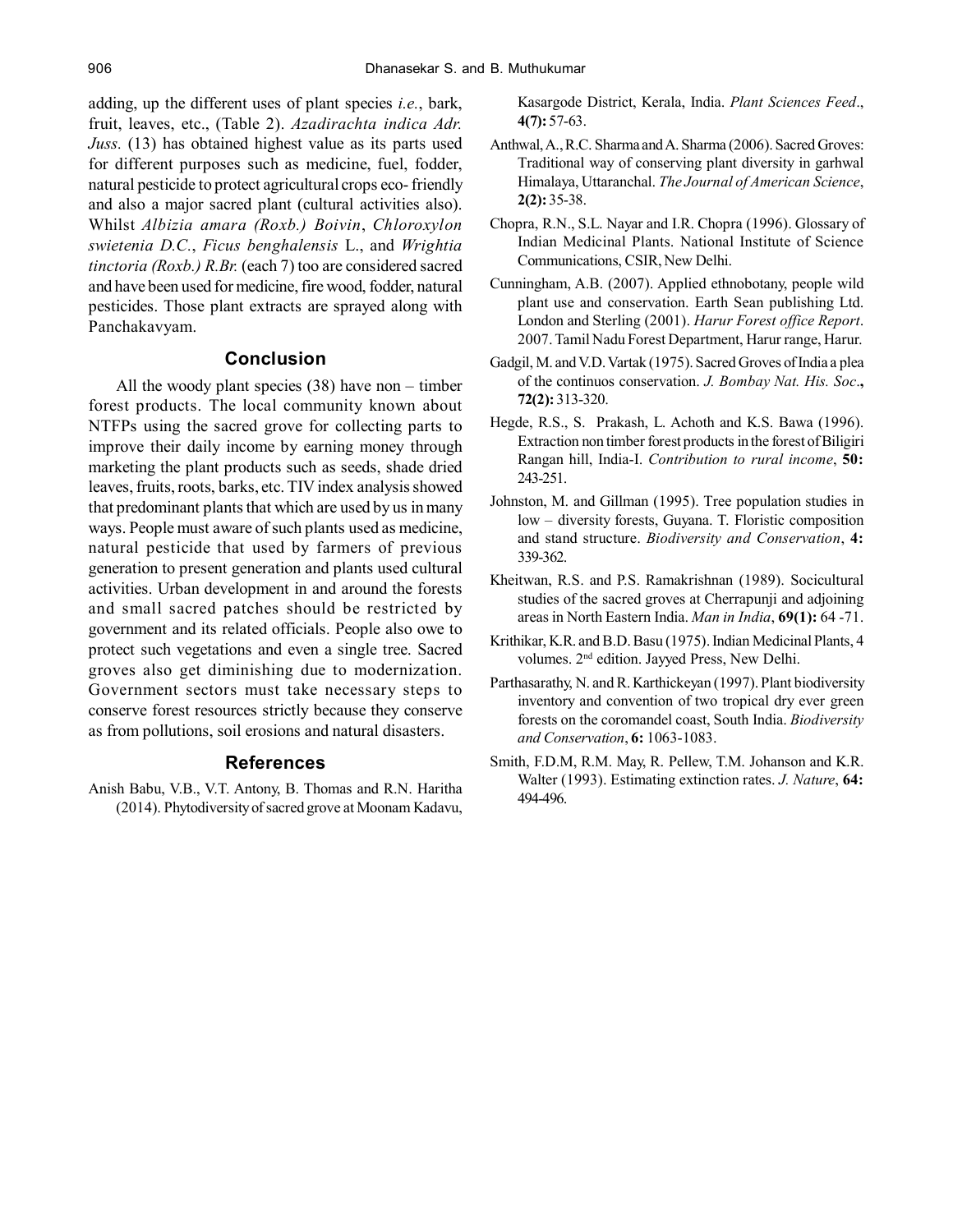adding, up the different uses of plant species *i.e.*, bark, fruit, leaves, etc., (Table 2). *Azadirachta indica Adr. Juss.* (13) has obtained highest value as its parts used for different purposes such as medicine, fuel, fodder, natural pesticide to protect agricultural crops eco- friendly and also a major sacred plant (cultural activities also). Whilst *Albizia amara (Roxb.) Boivin*, *Chloroxylon swietenia D.C.*, *Ficus benghalensis* L., and *Wrightia tinctoria (Roxb.) R.Br.* (each 7) too are considered sacred and have been used for medicine, fire wood, fodder, natural pesticides. Those plant extracts are sprayed along with Panchakavyam.

## Conclusion

All the woody plant species (38) have non – timber forest products. The local community known about NTFPs using the sacred grove for collecting parts to improve their daily income by earning money through marketing the plant products such as seeds, shade dried leaves, fruits, roots, barks, etc. TIV index analysis showed that predominant plants that which are used by us in many ways. People must aware of such plants used as medicine, natural pesticide that used by farmers of previous generation to present generation and plants used cultural activities. Urban development in and around the forests and small sacred patches should be restricted by government and its related officials. People also owe to protect such vegetations and even a single tree. Sacred groves also get diminishing due to modernization. Government sectors must take necessary steps to conserve forest resources strictly because they conserve as from pollutions, soil erosions and natural disasters.

## References

Anish Babu, V.B., V.T. Antony, B. Thomas and R.N. Haritha (2014). Phytodiversity of sacred grove at Moonam Kadavu, Kasargode District, Kerala, India. *Plant Sciences Feed*., **4(7):** 57-63.

Anthwal, A., R.C. Sharma and A. Sharma (2006). Sacred Groves: Traditional way of conserving plant diversity in garhwal Himalaya, Uttaranchal. *The Journal of American Science*, **2(2):** 35-38.

Chopra, R.N., S.L. Nayar and I.R. Chopra (1996). Glossary of Indian Medicinal Plants. National Institute of Science Communications, CSIR, New Delhi.

Cunningham, A.B. (2007). Applied ethnobotany, people wild plant use and conservation. Earth Sean publishing Ltd. London and Sterling (2001). *Harur Forest office Report*. 2007. Tamil Nadu Forest Department, Harur range, Harur.

Gadgil, M. and V.D. Vartak (1975). Sacred Groves of India a plea of the continuos conservation. *J. Bombay Nat. His. Soc*., **72(2):** 313-320.

Hegde, R.S., S. Prakash, L. Achoth and K.S. Bawa (1996). Extraction non timber forest products in the forest of Biligiri Rangan hill, India-I. *Contribution to rural income*, **50:** 243-251.

Johnston, M. and Gillman (1995). Tree population studies in low – diversity forests, Guyana. T. Floristic composition and stand structure. *Biodiversity and Conservation*, **4:** 339-362.

Kheitwan, R.S. and P.S. Ramakrishnan (1989). Socicultural studies of the sacred groves at Cherrapunji and adjoining areas in North Eastern India. *Man in India*, **69(1):** 64 -71.

Krithikar, K.R. and B.D. Basu (1975). Indian Medicinal Plants, 4 volumes. 2nd edition. Jayyed Press, New Delhi.

Parthasarathy, N. and R. Karthickeyan (1997). Plant biodiversity inventory and convention of two tropical dry ever green forests on the coromandel coast, South India. *Biodiversity and Conservation*, **6:** 1063-1083.

Smith, F.D.M, R.M. May, R. Pellew, T.M. Johanson and K.R. Walter (1993). Estimating extinction rates. *J. Nature*, **64:** 494-496.